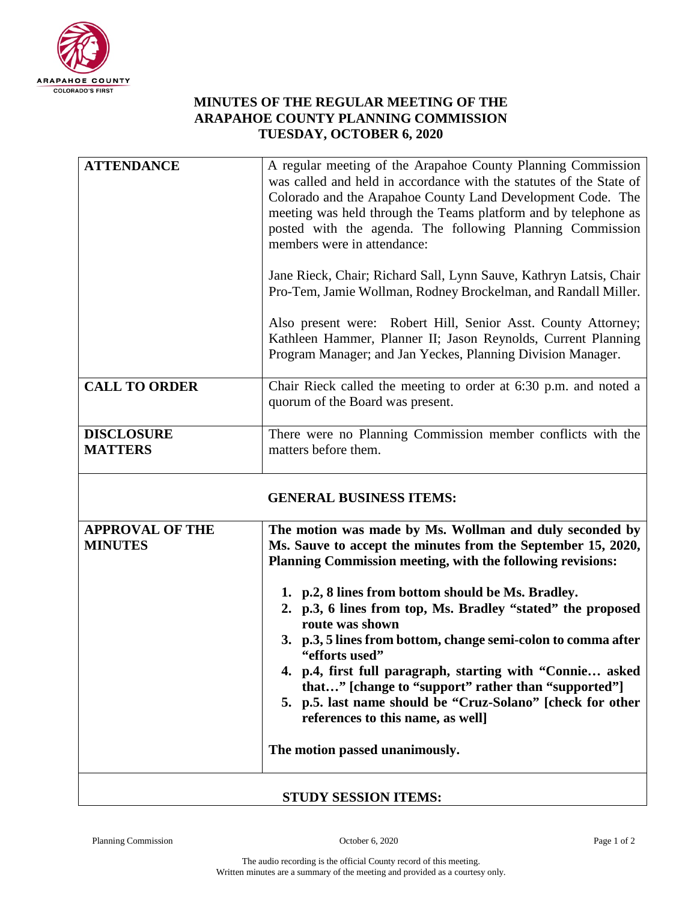# MINUTES OF THE REGULAR MEETING OF THE ARAPAHOE COUNTY PLANNING COMMISSION TUESDAY, OCTOBER 6, 2020

| | |
|---|---|
| **ATTENDANCE** | A regular meeting of the Arapahoe County Planning Commission was called and held in accordance with the statutes of the State of Colorado and the Arapahoe County Land Development Code. The meeting was held through the Teams platform and by telephone as posted with the agenda. The following Planning Commission members were in attendance:<br><br>Jane Rieck, Chair; Richard Sall, Lynn Sauve, Kathryn Latsis, Chair Pro-Tem, Jamie Wollman, Rodney Brockelman, and Randall Miller.<br><br>Also present were: Robert Hill, Senior Asst. County Attorney; Kathleen Hammer, Planner II; Jason Reynolds, Current Planning Program Manager; and Jan Yeckes, Planning Division Manager. |
| **CALL TO ORDER** | Chair Rieck called the meeting to order at 6:30 p.m. and noted a quorum of the Board was present. |
| **DISCLOSURE MATTERS** | There were no Planning Commission member conflicts with the matters before them. |
| **GENERAL BUSINESS ITEMS:** | |
| **APPROVAL OF THE MINUTES** | **The motion was made by Ms. Wollman and duly seconded by Ms. Sauve to accept the minutes from the September 15, 2020, Planning Commission meeting, with the following revisions:**<br><br>**1. p.2, 8 lines from bottom should be Ms. Bradley.**<br>**2. p.3, 6 lines from top, Ms. Bradley "stated" the proposed route was shown**<br>**3. p.3, 5 lines from bottom, change semi-colon to comma after "efforts used"**<br>**4. p.4, first full paragraph, starting with "Connie… asked that…" [change to "support" rather than "supported"]**<br>**5. p.5. last name should be "Cruz-Solano" [check for other references to this name, as well]**<br><br>**The motion passed unanimously.** |
| **STUDY SESSION ITEMS:** | |

The audio recording is the official County record of this meeting.
Written minutes are a summary of the meeting and provided as a courtesy only.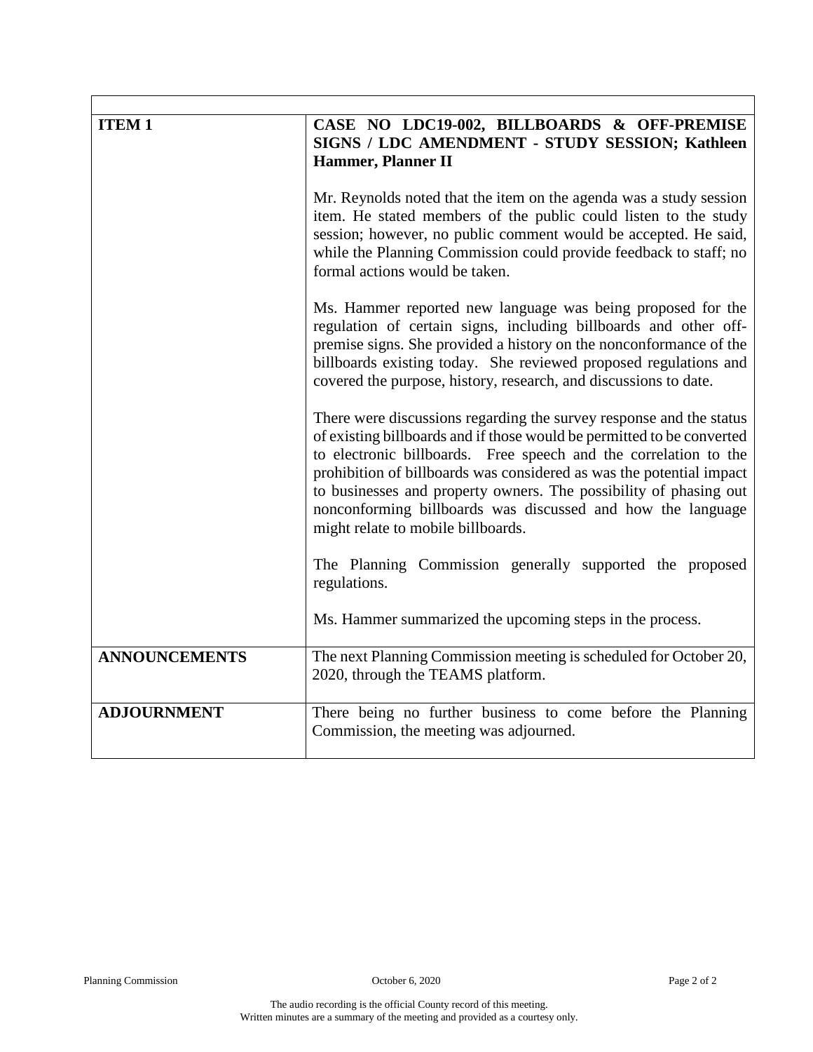| | |
|---|---|
| **ITEM 1** | **CASE NO LDC19-002, BILLBOARDS & OFF-PREMISE SIGNS / LDC AMENDMENT - STUDY SESSION; Kathleen Hammer, Planner II**<br><br>Mr. Reynolds noted that the item on the agenda was a study session item. He stated members of the public could listen to the study session; however, no public comment would be accepted. He said, while the Planning Commission could provide feedback to staff; no formal actions would be taken.<br><br>Ms. Hammer reported new language was being proposed for the regulation of certain signs, including billboards and other off-premise signs. She provided a history on the nonconformance of the billboards existing today. She reviewed proposed regulations and covered the purpose, history, research, and discussions to date.<br><br>There were discussions regarding the survey response and the status of existing billboards and if those would be permitted to be converted to electronic billboards. Free speech and the correlation to the prohibition of billboards was considered as was the potential impact to businesses and property owners. The possibility of phasing out nonconforming billboards was discussed and how the language might relate to mobile billboards.<br><br>The Planning Commission generally supported the proposed regulations.<br><br>Ms. Hammer summarized the upcoming steps in the process. |
| **ANNOUNCEMENTS** | The next Planning Commission meeting is scheduled for October 20, 2020, through the TEAMS platform. |
| **ADJOURNMENT** | There being no further business to come before the Planning Commission, the meeting was adjourned. |

The audio recording is the official County record of this meeting.
Written minutes are a summary of the meeting and provided as a courtesy only.